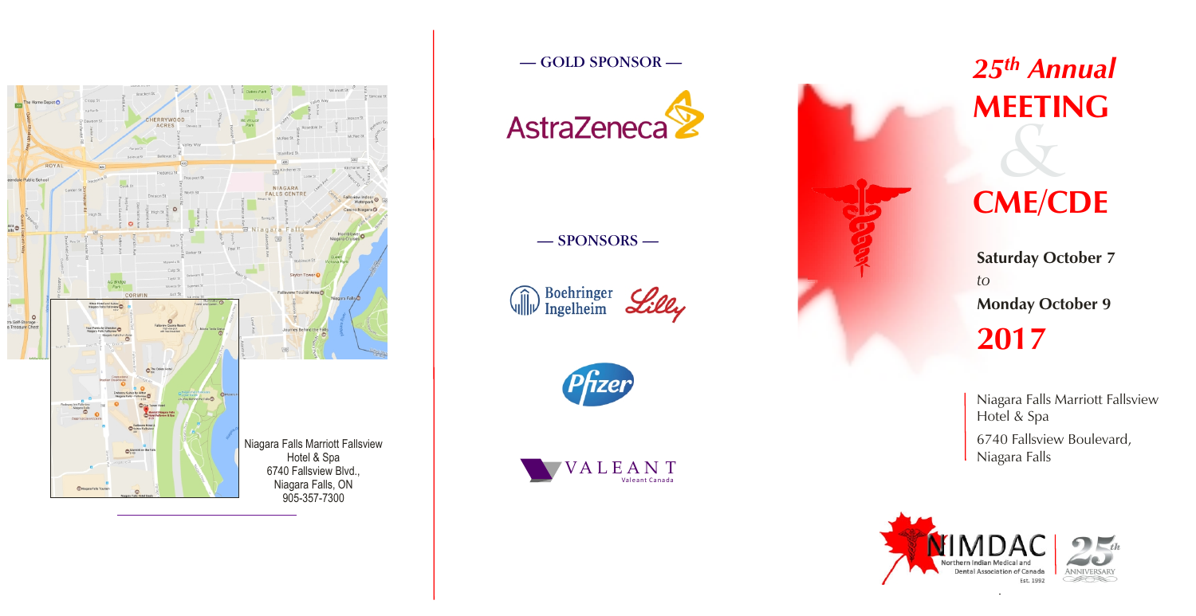Niagara Falls Marriott Fallsview Hotel & Spa
6740 Fallsview Blvd.,
Niagara Falls, ON
905-357-7300

— GOLD SPONSOR —

AstraZeneca

— SPONSORS —

Boehringer Ingelheim

Lilly

Pfizer

VALEANT
Valeant Canada

# *25th Annual* MEETING & CME/CDE

**Saturday October 7**

*to*

**Monday October 9**

## 2017

Niagara Falls Marriott Fallsview Hotel & Spa

6740 Fallsview Boulevard, Niagara Falls

NIMDAC
Northern Indian Medical and Dental Association of Canada
Est. 1992

25th ANNIVERSARY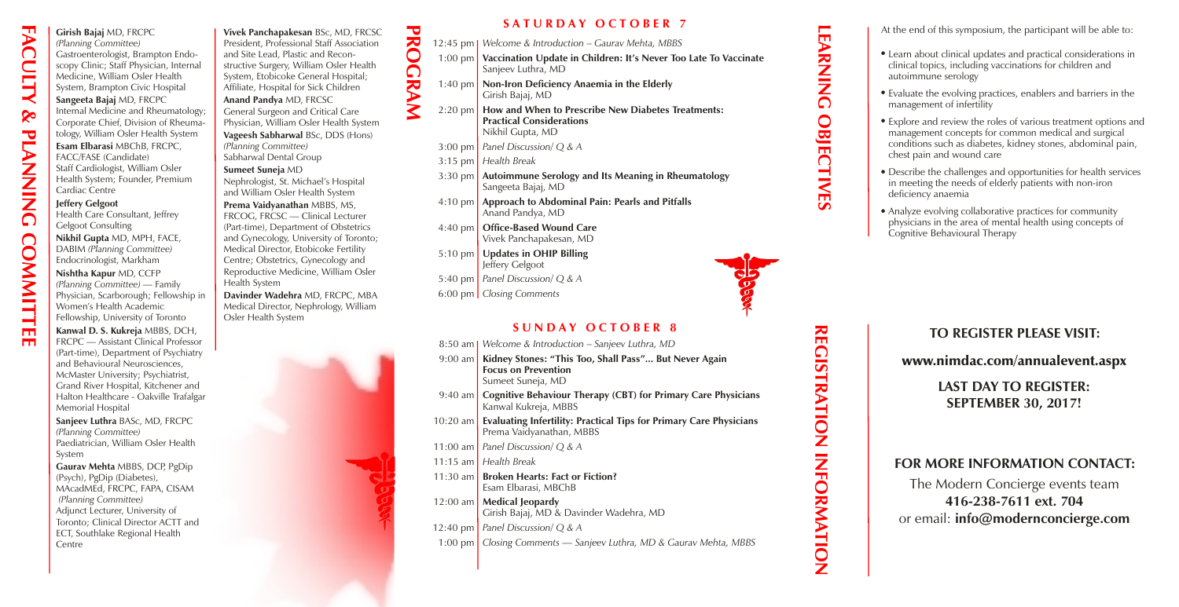# FACULTY & PLANNING COMMITTEE

**Girish Bajaj** MD, FRCPC
*(Planning Committee)*
Gastroenterologist, Brampton Endoscopy Clinic; Staff Physician, Internal Medicine, William Osler Health System, Brampton Civic Hospital

**Sangeeta Bajaj** MD, FRCPC
Internal Medicine and Rheumatology; Corporate Chief, Division of Rheumatology, William Osler Health System

**Esam Elbarasi** MBChB, FRCPC, FACC/FASE (Candidate)
Staff Cardiologist, William Osler Health System; Founder, Premium Cardiac Centre

**Jeffery Gelgoot**
Health Care Consultant, Jeffrey Gelgoot Consulting

**Nikhil Gupta** MD, MPH, FACE, DABIM *(Planning Committee)*
Endocrinologist, Markham

**Nishtha Kapur** MD, CCFP
*(Planning Committee)* — Family Physician, Scarborough; Fellowship in Women's Health Academic Fellowship, University of Toronto

**Kanwal D. S. Kukreja** MBBS, DCH, FRCPC — Assistant Clinical Professor (Part-time), Department of Psychiatry and Behavioural Neurosciences, McMaster University; Psychiatrist, Grand River Hospital, Kitchener and Halton Healthcare - Oakville Trafalgar Memorial Hospital

**Sanjeev Luthra** BASc, MD, FRCPC
*(Planning Committee)*
Paediatrician, William Osler Health System

**Gaurav Mehta** MBBS, DCP, PgDip (Psych), PgDip (Diabetes), MAcadMEd, FRCPC, FAPA, CISAM
*(Planning Committee)*
Adjunct Lecturer, University of Toronto; Clinical Director ACTT and ECT, Southlake Regional Health Centre

**Vivek Panchapakesan** BSc, MD, FRCSC
President, Professional Staff Association and Site Lead, Plastic and Reconstructive Surgery, William Osler Health System, Etobicoke General Hospital; Affiliate, Hospital for Sick Children

**Anand Pandya** MD, FRCSC
General Surgeon and Critical Care Physician, William Osler Health System

**Vageesh Sabharwal** BSc, DDS (Hons)
*(Planning Committee)*
Sabharwal Dental Group

**Sumeet Suneja** MD
Nephrologist, St. Michael's Hospital and William Osler Health System

**Prema Vaidyanathan** MBBS, MS, FRCOG, FRCSC — Clinical Lecturer (Part-time), Department of Obstetrics and Gynecology, University of Toronto; Medical Director, Etobicoke Fertility Centre; Obstetrics, Gynecology and Reproductive Medicine, William Osler Health System

**Davinder Wadehra** MD, FRCPC, MBA
Medical Director, Nephrology, William Osler Health System

# PROGRAM

## SATURDAY OCTOBER 7

| | |
|---|---|
| 12:45 pm | *Welcome & Introduction – Gaurav Mehta, MBBS* |
| 1:00 pm | **Vaccination Update in Children: It's Never Too Late To Vaccinate** Sanjeev Luthra, MD |
| 1:40 pm | **Non-Iron Deficiency Anaemia in the Elderly** Girish Bajaj, MD |
| 2:20 pm | **How and When to Prescribe New Diabetes Treatments: Practical Considerations** Nikhil Gupta, MD |
| 3:00 pm | *Panel Discussion/ Q & A* |
| 3:15 pm | *Health Break* |
| 3:30 pm | **Autoimmune Serology and Its Meaning in Rheumatology** Sangeeta Bajaj, MD |
| 4:10 pm | **Approach to Abdominal Pain: Pearls and Pitfalls** Anand Pandya, MD |
| 4:40 pm | **Office-Based Wound Care** Vivek Panchapakesan, MD |
| 5:10 pm | **Updates in OHIP Billing** Jeffery Gelgoot |
| 5:40 pm | *Panel Discussion/ Q & A* |
| 6:00 pm | *Closing Comments* |

## SUNDAY OCTOBER 8

| | |
|---|---|
| 8:50 am | *Welcome & Introduction – Sanjeev Luthra, MD* |
| 9:00 am | **Kidney Stones: "This Too, Shall Pass"... But Never Again Focus on Prevention** Sumeet Suneja, MD |
| 9:40 am | **Cognitive Behaviour Therapy (CBT) for Primary Care Physicians** Kanwal Kukreja, MBBS |
| 10:20 am | **Evaluating Infertility: Practical Tips for Primary Care Physicians** Prema Vaidyanathan, MBBS |
| 11:00 am | *Panel Discussion/ Q & A* |
| 11:15 am | *Health Break* |
| 11:30 am | **Broken Hearts: Fact or Fiction?** Esam Elbarasi, MBChB |
| 12:00 am | **Medical Jeopardy** Girish Bajaj, MD & Davinder Wadehra, MD |
| 12:40 pm | *Panel Discussion/ Q & A* |
| 1:00 pm | *Closing Comments — Sanjeev Luthra, MD & Gaurav Mehta, MBBS* |

# LEARNING OBJECTIVES

At the end of this symposium, the participant will be able to:

- Learn about clinical updates and practical considerations in clinical topics, including vaccinations for children and autoimmune serology
- Evaluate the evolving practices, enablers and barriers in the management of infertility
- Explore and review the roles of various treatment options and management concepts for common medical and surgical conditions such as diabetes, kidney stones, abdominal pain, chest pain and wound care
- Describe the challenges and opportunities for health services in meeting the needs of elderly patients with non-iron deficiency anaemia
- Analyze evolving collaborative practices for community physicians in the area of mental health using concepts of Cognitive Behavioural Therapy

# REGISTRATION INFORMATION

## TO REGISTER PLEASE VISIT:

**www.nimdac.com/annualevent.aspx**

**LAST DAY TO REGISTER: SEPTEMBER 30, 2017!**

## FOR MORE INFORMATION CONTACT:

The Modern Concierge events team
**416-238-7611 ext. 704**
or email: **info@modernconcierge.com**